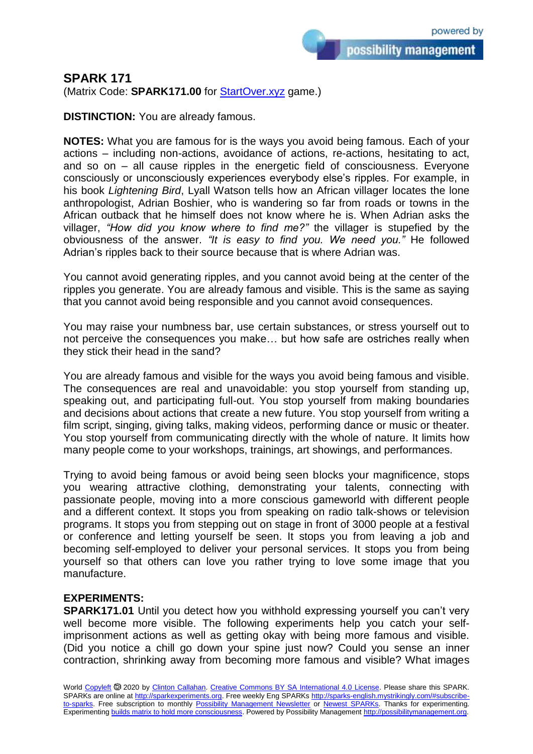## SPARK 171

(Matrix Code: **SPARK171.00** for StartOver.xyz game.)

**DISTINCTION:** You are already famous.

**NOTES:** What you are famous for is the ways you avoid being famous. Each of your actions – including non-actions, avoidance of actions, re-actions, hesitating to act, and so on – all cause ripples in the energetic field of consciousness. Everyone consciously or unconsciously experiences everybody else's ripples. For example, in his book *Lightening Bird*, Lyall Watson tells how an African villager locates the lone anthropologist, Adrian Boshier, who is wandering so far from roads or towns in the African outback that he himself does not know where he is. When Adrian asks the villager, *"How did you know where to find me?"* the villager is stupefied by the obviousness of the answer. *"It is easy to find you. We need you."* He followed Adrian's ripples back to their source because that is where Adrian was.

You cannot avoid generating ripples, and you cannot avoid being at the center of the ripples you generate. You are already famous and visible. This is the same as saying that you cannot avoid being responsible and you cannot avoid consequences.

You may raise your numbness bar, use certain substances, or stress yourself out to not perceive the consequences you make… but how safe are ostriches really when they stick their head in the sand?

You are already famous and visible for the ways you avoid being famous and visible. The consequences are real and unavoidable: you stop yourself from standing up, speaking out, and participating full-out. You stop yourself from making boundaries and decisions about actions that create a new future. You stop yourself from writing a film script, singing, giving talks, making videos, performing dance or music or theater. You stop yourself from communicating directly with the whole of nature. It limits how many people come to your workshops, trainings, art showings, and performances.

Trying to avoid being famous or avoid being seen blocks your magnificence, stops you wearing attractive clothing, demonstrating your talents, connecting with passionate people, moving into a more conscious gameworld with different people and a different context. It stops you from speaking on radio talk-shows or television programs. It stops you from stepping out on stage in front of 3000 people at a festival or conference and letting yourself be seen. It stops you from leaving a job and becoming self-employed to deliver your personal services. It stops you from being yourself so that others can love you rather trying to love some image that you manufacture.

**EXPERIMENTS:**

**SPARK171.01** Until you detect how you withhold expressing yourself you can't very well become more visible. The following experiments help you catch your self-imprisonment actions as well as getting okay with being more famous and visible. (Did you notice a chill go down your spine just now? Could you sense an inner contraction, shrinking away from becoming more famous and visible? What images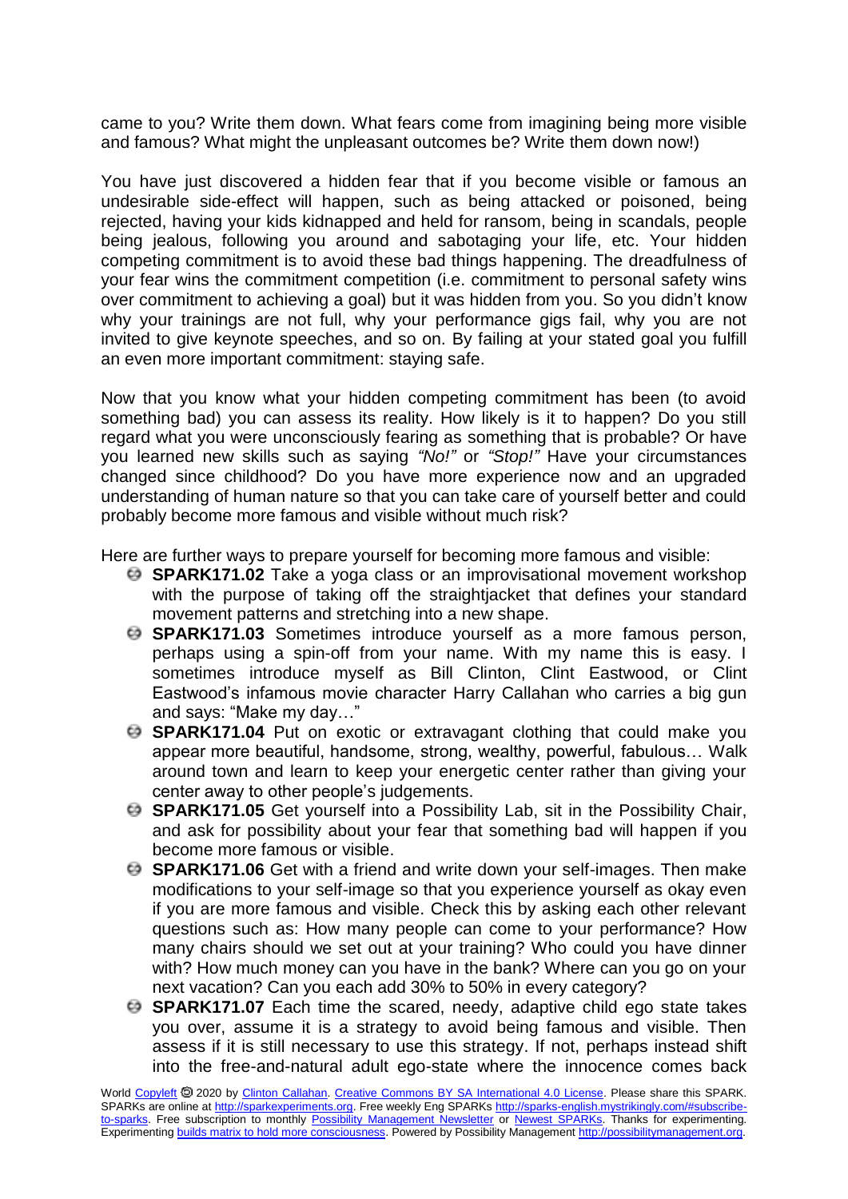came to you? Write them down. What fears come from imagining being more visible and famous? What might the unpleasant outcomes be? Write them down now!)

You have just discovered a hidden fear that if you become visible or famous an undesirable side-effect will happen, such as being attacked or poisoned, being rejected, having your kids kidnapped and held for ransom, being in scandals, people being jealous, following you around and sabotaging your life, etc. Your hidden competing commitment is to avoid these bad things happening. The dreadfulness of your fear wins the commitment competition (i.e. commitment to personal safety wins over commitment to achieving a goal) but it was hidden from you. So you didn't know why your trainings are not full, why your performance gigs fail, why you are not invited to give keynote speeches, and so on. By failing at your stated goal you fulfill an even more important commitment: staying safe.

Now that you know what your hidden competing commitment has been (to avoid something bad) you can assess its reality. How likely is it to happen? Do you still regard what you were unconsciously fearing as something that is probable? Or have you learned new skills such as saying *"No!"* or *"Stop!"* Have your circumstances changed since childhood? Do you have more experience now and an upgraded understanding of human nature so that you can take care of yourself better and could probably become more famous and visible without much risk?

Here are further ways to prepare yourself for becoming more famous and visible:

- **SPARK171.02** Take a yoga class or an improvisational movement workshop with the purpose of taking off the straightjacket that defines your standard movement patterns and stretching into a new shape.
- **SPARK171.03** Sometimes introduce yourself as a more famous person, perhaps using a spin-off from your name. With my name this is easy. I sometimes introduce myself as Bill Clinton, Clint Eastwood, or Clint Eastwood's infamous movie character Harry Callahan who carries a big gun and says: "Make my day…"
- **SPARK171.04** Put on exotic or extravagant clothing that could make you appear more beautiful, handsome, strong, wealthy, powerful, fabulous… Walk around town and learn to keep your energetic center rather than giving your center away to other people's judgements.
- **SPARK171.05** Get yourself into a Possibility Lab, sit in the Possibility Chair, and ask for possibility about your fear that something bad will happen if you become more famous or visible.
- **SPARK171.06** Get with a friend and write down your self-images. Then make modifications to your self-image so that you experience yourself as okay even if you are more famous and visible. Check this by asking each other relevant questions such as: How many people can come to your performance? How many chairs should we set out at your training? Who could you have dinner with? How much money can you have in the bank? Where can you go on your next vacation? Can you each add 30% to 50% in every category?
- **SPARK171.07** Each time the scared, needy, adaptive child ego state takes you over, assume it is a strategy to avoid being famous and visible. Then assess if it is still necessary to use this strategy. If not, perhaps instead shift into the free-and-natural adult ego-state where the innocence comes back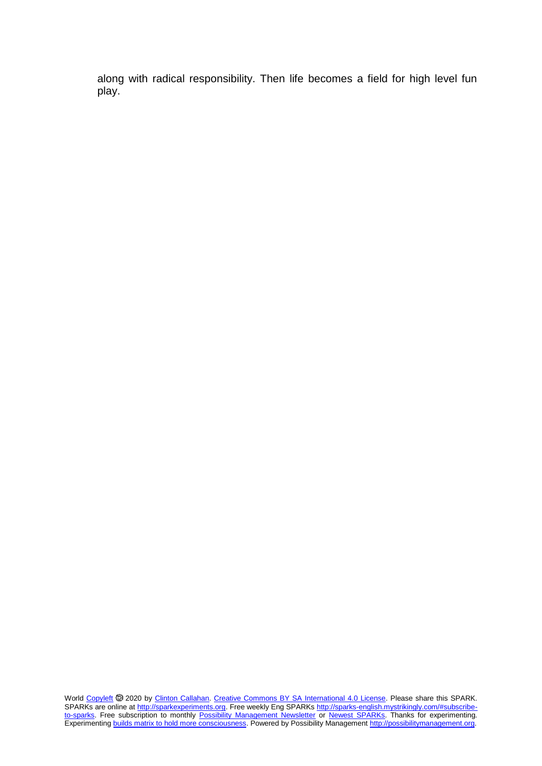along with radical responsibility. Then life becomes a field for high level fun play.